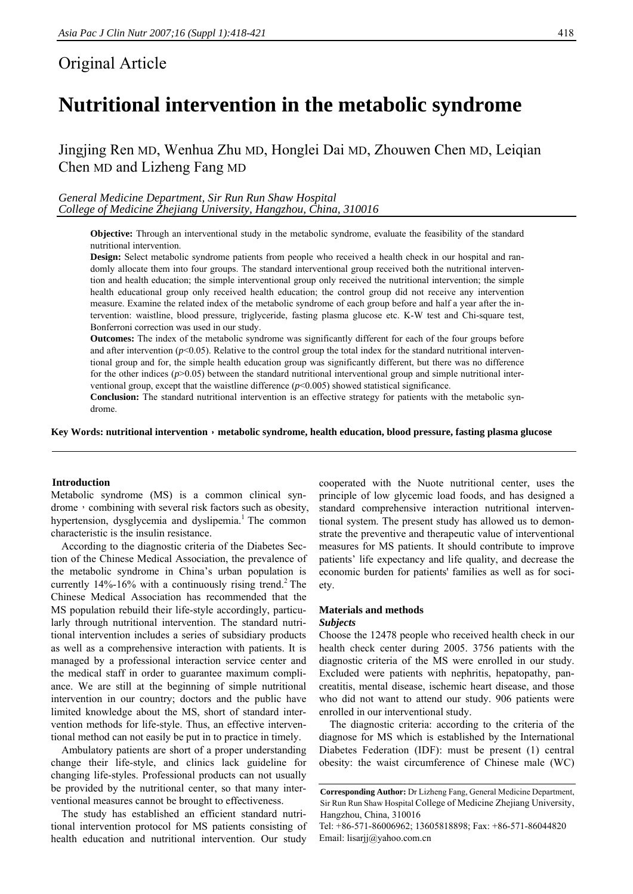## Original Article

# Nutritional intervention in the metabolic syndrome

Jingjing Ren MD, Wenhua Zhu MD, Honglei Dai MD, Zhouwen Chen MD, Leiqian Chen MD and Lizheng Fang MD

*General Medicine Department, Sir Run Run Shaw Hospital*
*College of Medicine Zhejiang University, Hangzhou, China, 310016*

**Objective:** Through an interventional study in the metabolic syndrome, evaluate the feasibility of the standard nutritional intervention.

**Design:** Select metabolic syndrome patients from people who received a health check in our hospital and randomly allocate them into four groups. The standard interventional group received both the nutritional intervention and health education; the simple interventional group only received the nutritional intervention; the simple health educational group only received health education; the control group did not receive any intervention measure. Examine the related index of the metabolic syndrome of each group before and half a year after the intervention: waistline, blood pressure, triglyceride, fasting plasma glucose etc. K-W test and Chi-square test, Bonferroni correction was used in our study.

**Outcomes:** The index of the metabolic syndrome was significantly different for each of the four groups before and after intervention ($p$<0.05). Relative to the control group the total index for the standard nutritional interventional group and for, the simple health education group was significantly different, but there was no difference for the other indices ($p$>0.05) between the standard nutritional interventional group and simple nutritional interventional group, except that the waistline difference ($p$<0.005) showed statistical significance.

**Conclusion:** The standard nutritional intervention is an effective strategy for patients with the metabolic syndrome.

**Key Words: nutritional intervention，metabolic syndrome, health education, blood pressure, fasting plasma glucose**

### Introduction

Metabolic syndrome (MS) is a common clinical syndrome，combining with several risk factors such as obesity, hypertension, dysglycemia and dyslipemia.[1] The common characteristic is the insulin resistance.

According to the diagnostic criteria of the Diabetes Section of the Chinese Medical Association, the prevalence of the metabolic syndrome in China's urban population is currently 14%-16% with a continuously rising trend.[2] The Chinese Medical Association has recommended that the MS population rebuild their life-style accordingly, particularly through nutritional intervention. The standard nutritional intervention includes a series of subsidiary products as well as a comprehensive interaction with patients. It is managed by a professional interaction service center and the medical staff in order to guarantee maximum compliance. We are still at the beginning of simple nutritional intervention in our country; doctors and the public have limited knowledge about the MS, short of standard intervention methods for life-style. Thus, an effective interventional method can not easily be put in to practice in timely.

Ambulatory patients are short of a proper understanding change their life-style, and clinics lack guideline for changing life-styles. Professional products can not usually be provided by the international center, so that many interventional measures cannot be brought to effectiveness.

The study has established an efficient standard nutritional intervention protocol for MS patients consisting of health education and nutritional intervention. Our study cooperated with the Nuote nutritional center, uses the principle of low glycemic load foods, and has designed a standard comprehensive interaction nutritional interventional system. The present study has allowed us to demonstrate the preventive and therapeutic value of interventional measures for MS patients. It should contribute to improve patients' life expectancy and life quality, and decrease the economic burden for patients' families as well as for society.

### Materials and methods

#### *Subjects*

Choose the 12478 people who received health check in our health check center during 2005. 3756 patients with the diagnostic criteria of the MS were enrolled in our study. Excluded were patients with nephritis, hepatopathy, pancreatitis, mental disease, ischemic heart disease, and those who did not want to attend our study. 906 patients were enrolled in our interventional study.

The diagnostic criteria: according to the criteria of the diagnose for MS which is established by the International Diabetes Federation (IDF): must be present (1) central obesity: the waist circumference of Chinese male (WC)

**Corresponding Author:** Dr Lizheng Fang, General Medicine Department, Sir Run Run Shaw Hospital College of Medicine Zhejiang University, Hangzhou, China, 310016

Tel: +86-571-86006962; 13605818898; Fax: +86-571-86044820

Email: lisarjj@yahoo.com.cn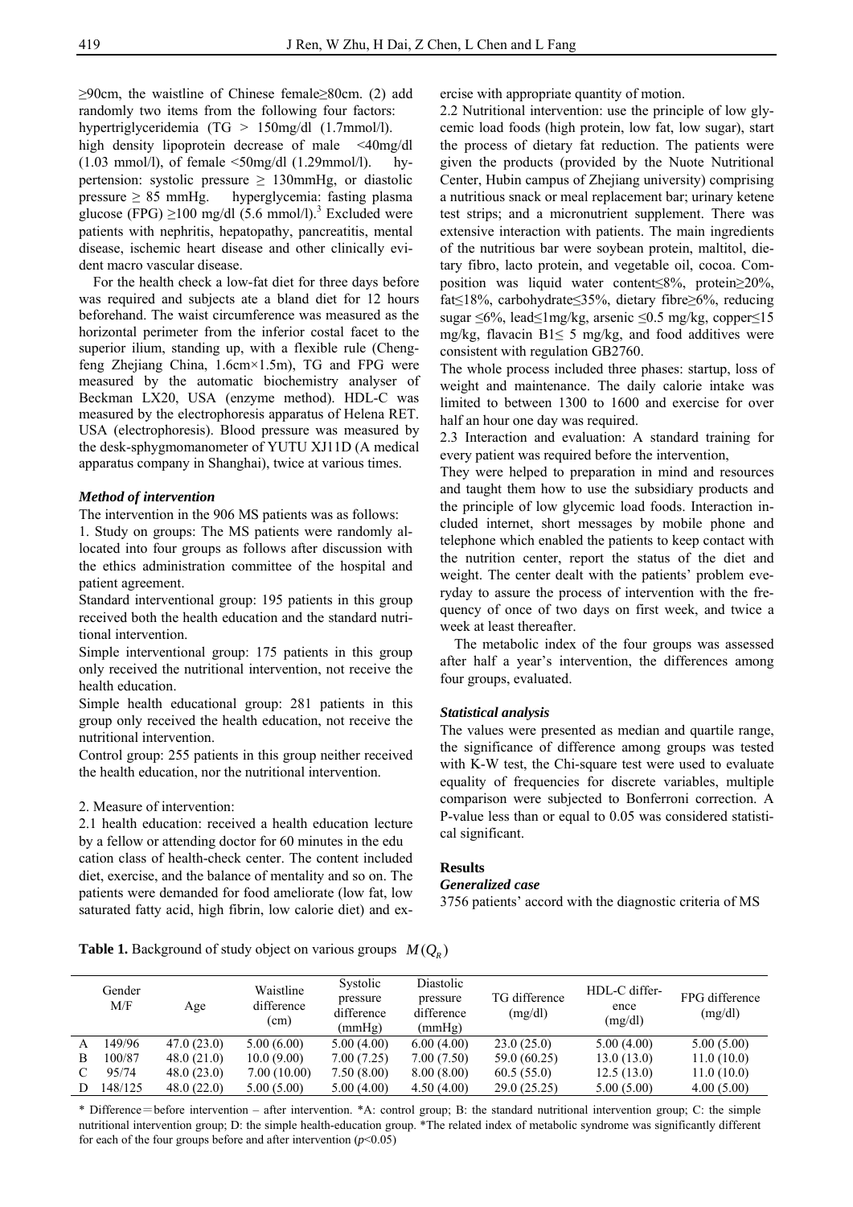≥90cm, the waistline of Chinese female≥80cm. (2) add randomly two items from the following four factors: hypertriglyceridemia (TG > 150mg/dl (1.7mmol/l). high density lipoprotein decrease of male <40mg/dl (1.03 mmol/l), of female <50mg/dl (1.29mmol/l). hypertension: systolic pressure ≥ 130mmHg, or diastolic pressure ≥ 85 mmHg. hyperglycemia: fasting plasma glucose (FPG) ≥100 mg/dl (5.6 mmol/l).[3] Excluded were patients with nephritis, hepatopathy, pancreatitis, mental disease, ischemic heart disease and other clinically evident macro vascular disease.

For the health check a low-fat diet for three days before was required and subjects ate a bland diet for 12 hours beforehand. The waist circumference was measured as the horizontal perimeter from the inferior costal facet to the superior ilium, standing up, with a flexible rule (Chengfeng Zhejiang China, 1.6cm×1.5m), TG and FPG were measured by the automatic biochemistry analyser of Beckman LX20, USA (enzyme method). HDL-C was measured by the electrophoresis apparatus of Helena RET. USA (electrophoresis). Blood pressure was measured by the desk-sphygmomanometer of YUTU XJ11D (A medical apparatus company in Shanghai), twice at various times.

### *Method of intervention*

The intervention in the 906 MS patients was as follows:

1. Study on groups: The MS patients were randomly allocated into four groups as follows after discussion with the ethics administration committee of the hospital and patient agreement.

Standard interventional group: 195 patients in this group received both the health education and the standard nutritional intervention.

Simple interventional group: 175 patients in this group only received the nutritional intervention, not receive the health education.

Simple health educational group: 281 patients in this group only received the health education, not receive the nutritional intervention.

Control group: 255 patients in this group neither received the health education, nor the nutritional intervention.

2. Measure of intervention:

2.1 health education: received a health education lecture by a fellow or attending doctor for 60 minutes in the edu cation class of health-check center. The content included diet, exercise, and the balance of mentality and so on. The patients were demanded for food ameliorate (low fat, low saturated fatty acid, high fibrin, low calorie diet) and exercise with appropriate quantity of motion.

2.2 Nutritional intervention: use the principle of low glycemic load foods (high protein, low fat, low sugar), start the process of dietary fat reduction. The patients were given the products (provided by the Nuote Nutritional Center, Hubin campus of Zhejiang university) comprising a nutritious snack or meal replacement bar; urinary ketene test strips; and a micronutrient supplement. There was extensive interaction with patients. The main ingredients of the nutritious bar were soybean protein, maltitol, dietary fibro, lacto protein, and vegetable oil, cocoa. Composition was liquid water content≤8%, protein≥20%, fat≤18%, carbohydrate≤35%, dietary fibre≥6%, reducing sugar ≤6%, lead≤1mg/kg, arsenic ≤0.5 mg/kg, copper≤15 mg/kg, flavacin B1≤ 5 mg/kg, and food additives were consistent with regulation GB2760.

The whole process included three phases: startup, loss of weight and maintenance. The daily calorie intake was limited to between 1300 to 1600 and exercise for over half an hour one day was required.

2.3 Interaction and evaluation: A standard training for every patient was required before the intervention,

They were helped to preparation in mind and resources and taught them how to use the subsidiary products and the principle of low glycemic load foods. Interaction included internet, short messages by mobile phone and telephone which enabled the patients to keep contact with the nutrition center, report the status of the diet and weight. The center dealt with the patients' problem everyday to assure the process of intervention with the frequency of once of two days on first week, and twice a week at least thereafter.

The metabolic index of the four groups was assessed after half a year's intervention, the differences among four groups, evaluated.

### *Statistical analysis*

The values were presented as median and quartile range, the significance of difference among groups was tested with K-W test, the Chi-square test were used to evaluate equality of frequencies for discrete variables, multiple comparison were subjected to Bonferroni correction. A P-value less than or equal to 0.05 was considered statistical significant.

## Results

### *Generalized case*

3756 patients' accord with the diagnostic criteria of MS

**Table 1.** Background of study object on various groups $M(Q_R)$

| | Gender M/F | Age | Waistline difference (cm) | Systolic pressure difference (mmHg) | Diastolic pressure difference (mmHg) | TG difference (mg/dl) | HDL-C difference (mg/dl) | FPG difference (mg/dl) |
|---|---|---|---|---|---|---|---|---|
| A | 149/96 | 47.0 (23.0) | 5.00 (6.00) | 5.00 (4.00) | 6.00 (4.00) | 23.0 (25.0) | 5.00 (4.00) | 5.00 (5.00) |
| B | 100/87 | 48.0 (21.0) | 10.0 (9.00) | 7.00 (7.25) | 7.00 (7.50) | 59.0 (60.25) | 13.0 (13.0) | 11.0 (10.0) |
| C | 95/74 | 48.0 (23.0) | 7.00 (10.00) | 7.50 (8.00) | 8.00 (8.00) | 60.5 (55.0) | 12.5 (13.0) | 11.0 (10.0) |
| D | 148/125 | 48.0 (22.0) | 5.00 (5.00) | 5.00 (4.00) | 4.50 (4.00) | 29.0 (25.25) | 5.00 (5.00) | 4.00 (5.00) |

\* Difference＝before intervention – after intervention. *A: control group; B: the standard nutritional intervention group; C: the simple nutritional intervention group; D: the simple health-education group. *The related index of metabolic syndrome was significantly different for each of the four groups before and after intervention ($p<0.05$)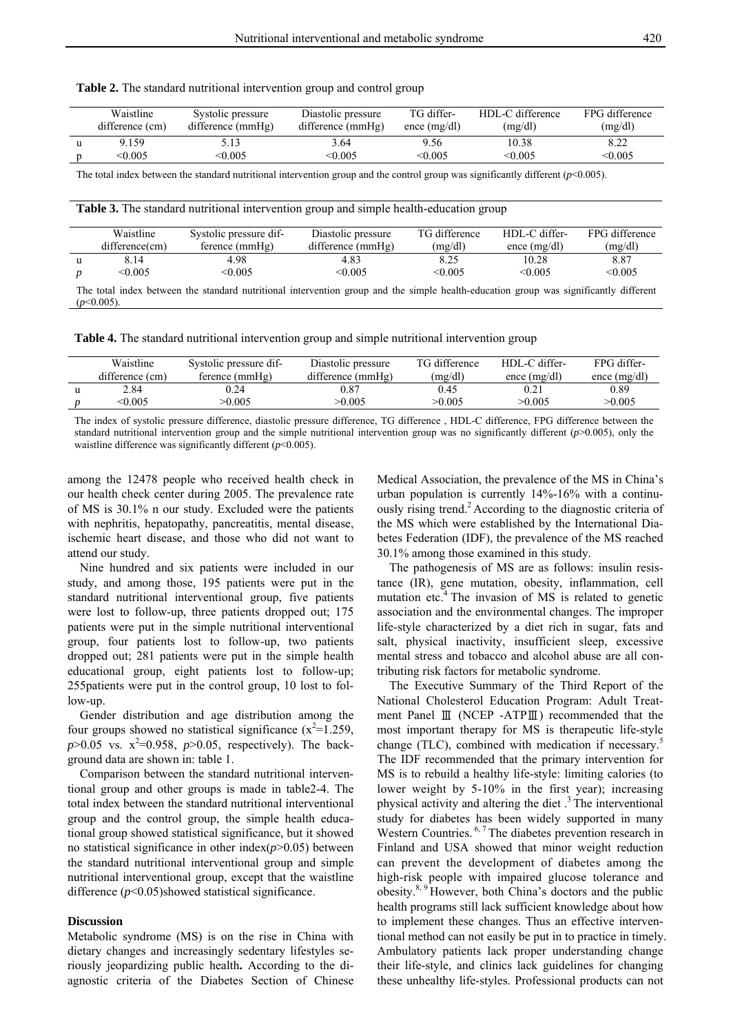**Table 2.** The standard nutritional intervention group and control group

| | Waistline difference (cm) | Systolic pressure difference (mmHg) | Diastolic pressure difference (mmHg) | TG difference (mg/dl) | HDL-C difference (mg/dl) | FPG difference (mg/dl) |
|---|---|---|---|---|---|---|
| u | 9.159 | 5.13 | 3.64 | 9.56 | 10.38 | 8.22 |
| p | <0.005 | <0.005 | <0.005 | <0.005 | <0.005 | <0.005 |

The total index between the standard nutritional intervention group and the control group was significantly different ($p$<0.005).

**Table 3.** The standard nutritional intervention group and simple health-education group

| | Waistline difference(cm) | Systolic pressure difference (mmHg) | Diastolic pressure difference (mmHg) | TG difference (mg/dl) | HDL-C difference (mg/dl) | FPG difference (mg/dl) |
|---|---|---|---|---|---|---|
| u | 8.14 | 4.98 | 4.83 | 8.25 | 10.28 | 8.87 |
| $p$ | <0.005 | <0.005 | <0.005 | <0.005 | <0.005 | <0.005 |

The total index between the standard nutritional intervention group and the simple health-education group was significantly different ($p$<0.005).

**Table 4.** The standard nutritional intervention group and simple nutritional intervention group

| | Waistline difference (cm) | Systolic pressure difference (mmHg) | Diastolic pressure difference (mmHg) | TG difference (mg/dl) | HDL-C difference (mg/dl) | FPG difference (mg/dl) |
|---|---|---|---|---|---|---|
| u | 2.84 | 0.24 | 0.87 | 0.45 | 0.21 | 0.89 |
| $p$ | <0.005 | >0.005 | >0.005 | >0.005 | >0.005 | >0.005 |

The index of systolic pressure difference, diastolic pressure difference, TG difference , HDL-C difference, FPG difference between the standard nutritional intervention group and the simple nutritional intervention group was no significantly different ($p$>0.005), only the waistline difference was significantly different ($p$<0.005).

among the 12478 people who received health check in our health check center during 2005. The prevalence rate of MS is 30.1% n our study. Excluded were the patients with nephritis, hepatopathy, pancreatitis, mental disease, ischemic heart disease, and those who did not want to attend our study.

Nine hundred and six patients were included in our study, and among those, 195 patients were put in the standard nutritional interventional group, five patients were lost to follow-up, three patients dropped out; 175 patients were put in the simple nutritional interventional group, four patients lost to follow-up, two patients dropped out; 281 patients were put in the simple health educational group, eight patients lost to follow-up; 255patients were put in the control group, 10 lost to follow-up.

Gender distribution and age distribution among the four groups showed no statistical significance ($x^2$=1.259, $p$>0.05 vs. $x^2$=0.958, $p$>0.05, respectively). The background data are shown in: table 1.

Comparison between the standard nutritional interventional group and other groups is made in table2-4. The total index between the standard nutritional interventional group and the control group, the simple health educational group showed statistical significance, but it showed no statistical significance in other index($p$>0.05) between the standard nutritional interventional group and simple nutritional interventional group, except that the waistline difference ($p$<0.05)showed statistical significance.

## Discussion

Metabolic syndrome (MS) is on the rise in China with dietary changes and increasingly sedentary lifestyles seriously jeopardizing public health**.** According to the diagnostic criteria of the Diabetes Section of Chinese Medical Association, the prevalence of the MS in China's urban population is currently 14%-16% with a continuously rising trend.[2] According to the diagnostic criteria of the MS which were established by the International Diabetes Federation (IDF), the prevalence of the MS reached 30.1% among those examined in this study.

The pathogenesis of MS are as follows: insulin resistance (IR), gene mutation, obesity, inflammation, cell mutation etc.[4] The invasion of MS is related to genetic association and the environmental changes. The improper life-style characterized by a diet rich in sugar, fats and salt, physical inactivity, insufficient sleep, excessive mental stress and tobacco and alcohol abuse are all contributing risk factors for metabolic syndrome.

The Executive Summary of the Third Report of the National Cholesterol Education Program: Adult Treatment Panel Ⅲ (NCEP -ATPⅢ) recommended that the most important therapy for MS is therapeutic life-style change (TLC), combined with medication if necessary.[5] The IDF recommended that the primary intervention for MS is to rebuild a healthy life-style: limiting calories (to lower weight by 5-10% in the first year); increasing physical activity and altering the diet .[3] The interventional study for diabetes has been widely supported in many Western Countries. [6, 7] The diabetes prevention research in Finland and USA showed that minor weight reduction can prevent the development of diabetes among the high-risk people with impaired glucose tolerance and obesity.[8, 9] However, both China's doctors and the public health programs still lack sufficient knowledge about how to implement these changes. Thus an effective interventional method can not easily be put in to practice in timely. Ambulatory patients lack proper understanding change their life-style, and clinics lack guidelines for changing these unhealthy life-styles. Professional products can not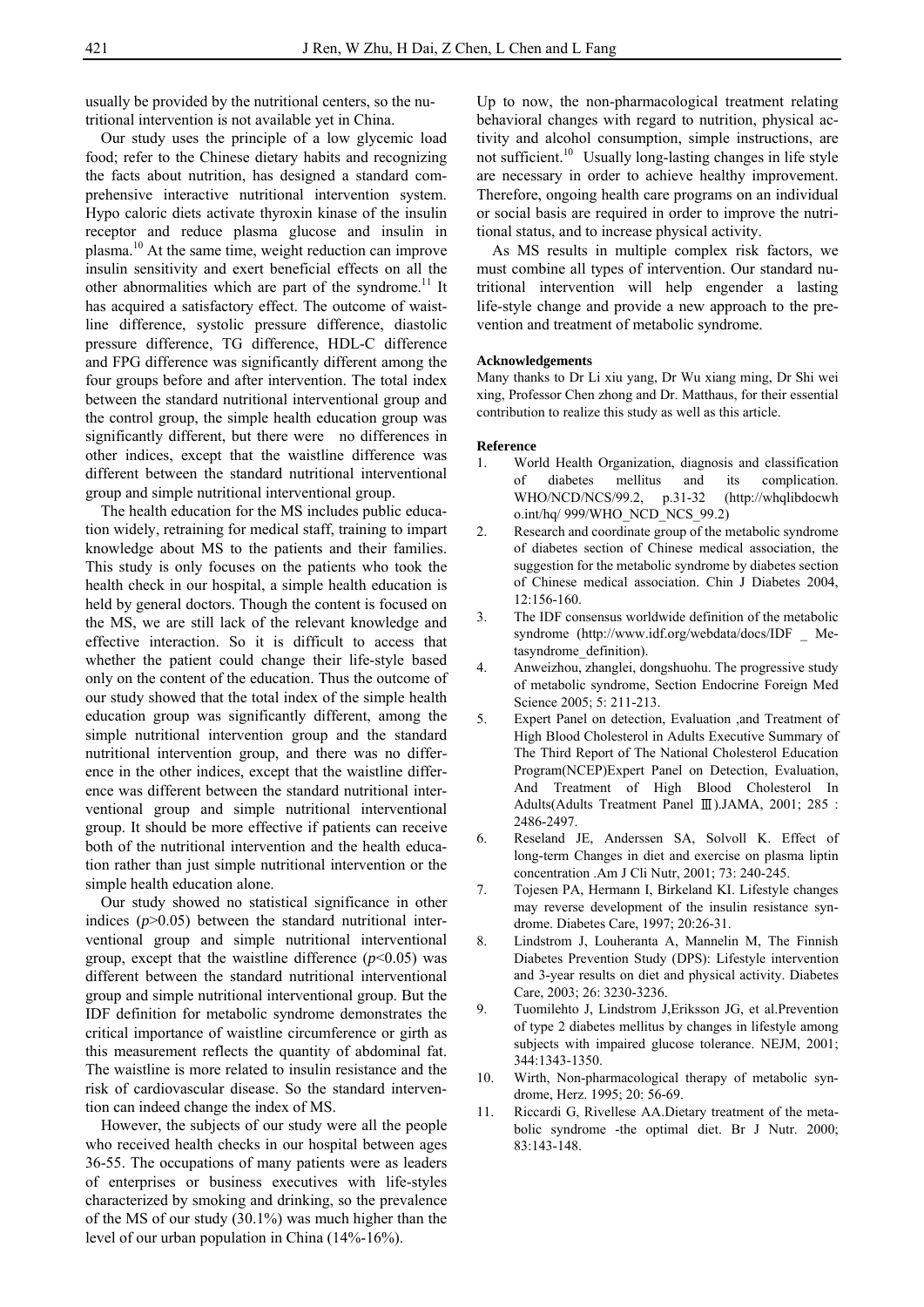usually be provided by the nutritional centers, so the nutritional intervention is not available yet in China.

Our study uses the principle of a low glycemic load food; refer to the Chinese dietary habits and recognizing the facts about nutrition, has designed a standard comprehensive interactive nutritional intervention system. Hypo caloric diets activate thyroxin kinase of the insulin receptor and reduce plasma glucose and insulin in plasma.[10] At the same time, weight reduction can improve insulin sensitivity and exert beneficial effects on all the other abnormalities which are part of the syndrome.[11] It has acquired a satisfactory effect. The outcome of waistline difference, systolic pressure difference, diastolic pressure difference, TG difference, HDL-C difference and FPG difference was significantly different among the four groups before and after intervention. The total index between the standard nutritional interventional group and the control group, the simple health education group was significantly different, but there were no differences in other indices, except that the waistline difference was different between the standard nutritional interventional group and simple nutritional interventional group.

The health education for the MS includes public education widely, retraining for medical staff, training to impart knowledge about MS to the patients and their families. This study is only focuses on the patients who took the health check in our hospital, a simple health education is held by general doctors. Though the content is focused on the MS, we are still lack of the relevant knowledge and effective interaction. So it is difficult to access that whether the patient could change their life-style based only on the content of the education. Thus the outcome of our study showed that the total index of the simple health education group was significantly different, among the simple nutritional intervention group and the standard nutritional intervention group, and there was no difference in the other indices, except that the waistline difference was different between the standard nutritional interventional group and simple nutritional interventional group. It should be more effective if patients can receive both of the nutritional intervention and the health education rather than just simple nutritional intervention or the simple health education alone.

Our study showed no statistical significance in other indices ($p$>0.05) between the standard nutritional interventional group and simple nutritional interventional group, except that the waistline difference ($p$<0.05) was different between the standard nutritional interventional group and simple nutritional interventional group. But the IDF definition for metabolic syndrome demonstrates the critical importance of waistline circumference or girth as this measurement reflects the quantity of abdominal fat. The waistline is more related to insulin resistance and the risk of cardiovascular disease. So the standard intervention can indeed change the index of MS.

However, the subjects of our study were all the people who received health checks in our hospital between ages 36-55. The occupations of many patients were as leaders of enterprises or business executives with life-styles characterized by smoking and drinking, so the prevalence of the MS of our study (30.1%) was much higher than the level of our urban population in China (14%-16%).

Up to now, the non-pharmacological treatment relating behavioral changes with regard to nutrition, physical activity and alcohol consumption, simple instructions, are not sufficient.[10] Usually long-lasting changes in life style are necessary in order to achieve healthy improvement. Therefore, ongoing health care programs on an individual or social basis are required in order to improve the nutritional status, and to increase physical activity.

As MS results in multiple complex risk factors, we must combine all types of intervention. Our standard nutritional intervention will help engender a lasting life-style change and provide a new approach to the prevention and treatment of metabolic syndrome.

#### Acknowledgements

Many thanks to Dr Li xiu yang, Dr Wu xiang ming, Dr Shi wei xing, Professor Chen zhong and Dr. Matthaus, for their essential contribution to realize this study as well as this article.

#### Reference

1. World Health Organization, diagnosis and classification of diabetes mellitus and its complication. WHO/NCD/NCS/99.2, p.31-32 (http://whqlibdocwho.int/hq/ 999/WHO_NCD_NCS_99.2)
2. Research and coordinate group of the metabolic syndrome of diabetes section of Chinese medical association, the suggestion for the metabolic syndrome by diabetes section of Chinese medical association. Chin J Diabetes 2004, 12:156-160.
3. The IDF consensus worldwide definition of the metabolic syndrome (http://www.idf.org/webdata/docs/IDF _ Metasyndrome_definition).
4. Anweizhou, zhanglei, dongshuohu. The progressive study of metabolic syndrome, Section Endocrine Foreign Med Science 2005; 5: 211-213.
5. Expert Panel on detection, Evaluation ,and Treatment of High Blood Cholesterol in Adults Executive Summary of The Third Report of The National Cholesterol Education Program(NCEP)Expert Panel on Detection, Evaluation, And Treatment of High Blood Cholesterol In Adults(Adults Treatment Panel Ⅲ).JAMA, 2001; 285 : 2486-2497.
6. Reseland JE, Anderssen SA, Solvoll K. Effect of long-term Changes in diet and exercise on plasma liptin concentration .Am J Cli Nutr, 2001; 73: 240-245.
7. Tojesen PA, Hermann I, Birkeland KI. Lifestyle changes may reverse development of the insulin resistance syndrome. Diabetes Care, 1997; 20:26-31.
8. Lindstrom J, Louheranta A, Mannelin M, The Finnish Diabetes Prevention Study (DPS): Lifestyle intervention and 3-year results on diet and physical activity. Diabetes Care, 2003; 26: 3230-3236.
9. Tuomilehto J, Lindstrom J,Eriksson JG, et al.Prevention of type 2 diabetes mellitus by changes in lifestyle among subjects with impaired glucose tolerance. NEJM, 2001; 344:1343-1350.
10. Wirth, Non-pharmacological therapy of metabolic syndrome, Herz. 1995; 20: 56-69.
11. Riccardi G, Rivellese AA.Dietary treatment of the metabolic syndrome -the optimal diet. Br J Nutr. 2000; 83:143-148.